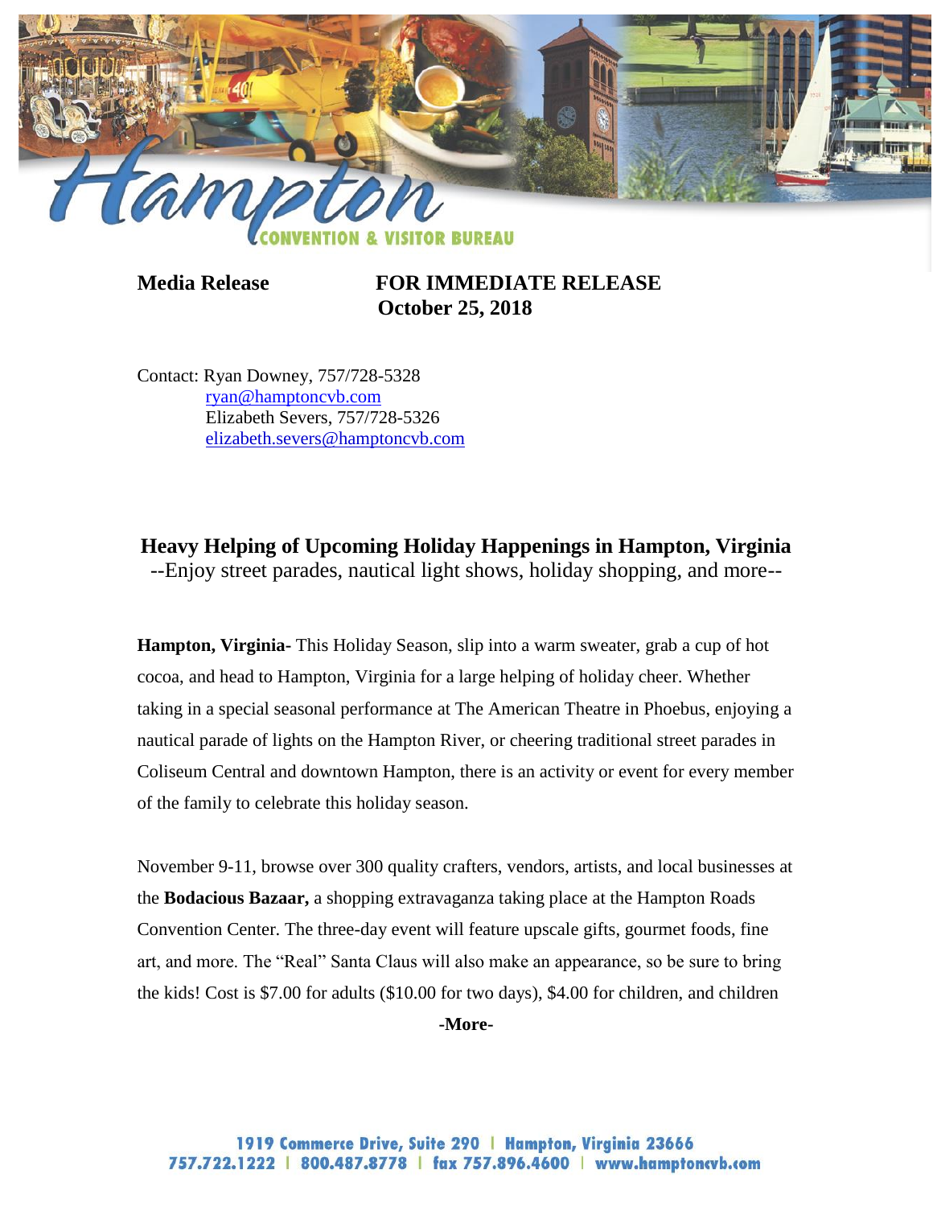**Media Release** **FOR IMMEDIATE RELEASE**
**October 25, 2018**

Contact: Ryan Downey, 757/728-5328
ryan@hamptoncvb.com
Elizabeth Severs, 757/728-5326
elizabeth.severs@hamptoncvb.com

## Heavy Helping of Upcoming Holiday Happenings in Hampton, Virginia

--Enjoy street parades, nautical light shows, holiday shopping, and more--

**Hampton, Virginia**- This Holiday Season, slip into a warm sweater, grab a cup of hot cocoa, and head to Hampton, Virginia for a large helping of holiday cheer. Whether taking in a special seasonal performance at The American Theatre in Phoebus, enjoying a nautical parade of lights on the Hampton River, or cheering traditional street parades in Coliseum Central and downtown Hampton, there is an activity or event for every member of the family to celebrate this holiday season.

November 9-11, browse over 300 quality crafters, vendors, artists, and local businesses at the **Bodacious Bazaar,** a shopping extravaganza taking place at the Hampton Roads Convention Center. The three-day event will feature upscale gifts, gourmet foods, fine art, and more. The "Real" Santa Claus will also make an appearance, so be sure to bring the kids! Cost is $7.00 for adults ($10.00 for two days), $4.00 for children, and children

**-More-**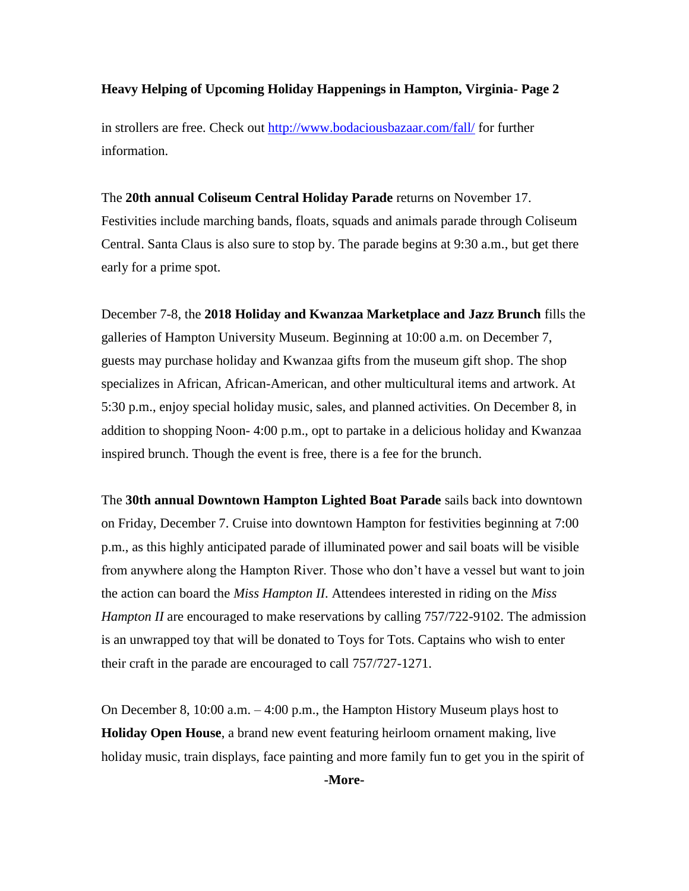in strollers are free. Check out [http://www.bodaciousbazaar.com/fall/](http://www.bodaciousbazaar.com/fall/) for further information.

The **20th annual Coliseum Central Holiday Parade** returns on November 17. Festivities include marching bands, floats, squads and animals parade through Coliseum Central. Santa Claus is also sure to stop by. The parade begins at 9:30 a.m., but get there early for a prime spot.

December 7-8, the **2018 Holiday and Kwanzaa Marketplace and Jazz Brunch** fills the galleries of Hampton University Museum. Beginning at 10:00 a.m. on December 7, guests may purchase holiday and Kwanzaa gifts from the museum gift shop. The shop specializes in African, African-American, and other multicultural items and artwork. At 5:30 p.m., enjoy special holiday music, sales, and planned activities. On December 8, in addition to shopping Noon- 4:00 p.m., opt to partake in a delicious holiday and Kwanzaa inspired brunch. Though the event is free, there is a fee for the brunch.

The **30th annual Downtown Hampton Lighted Boat Parade** sails back into downtown on Friday, December 7. Cruise into downtown Hampton for festivities beginning at 7:00 p.m., as this highly anticipated parade of illuminated power and sail boats will be visible from anywhere along the Hampton River. Those who don't have a vessel but want to join the action can board the *Miss Hampton II.* Attendees interested in riding on the *Miss Hampton II* are encouraged to make reservations by calling 757/722-9102. The admission is an unwrapped toy that will be donated to Toys for Tots. Captains who wish to enter their craft in the parade are encouraged to call 757/727-1271.

On December 8, 10:00 a.m. – 4:00 p.m., the Hampton History Museum plays host to **Holiday Open House**, a brand new event featuring heirloom ornament making, live holiday music, train displays, face painting and more family fun to get you in the spirit of

**-More-**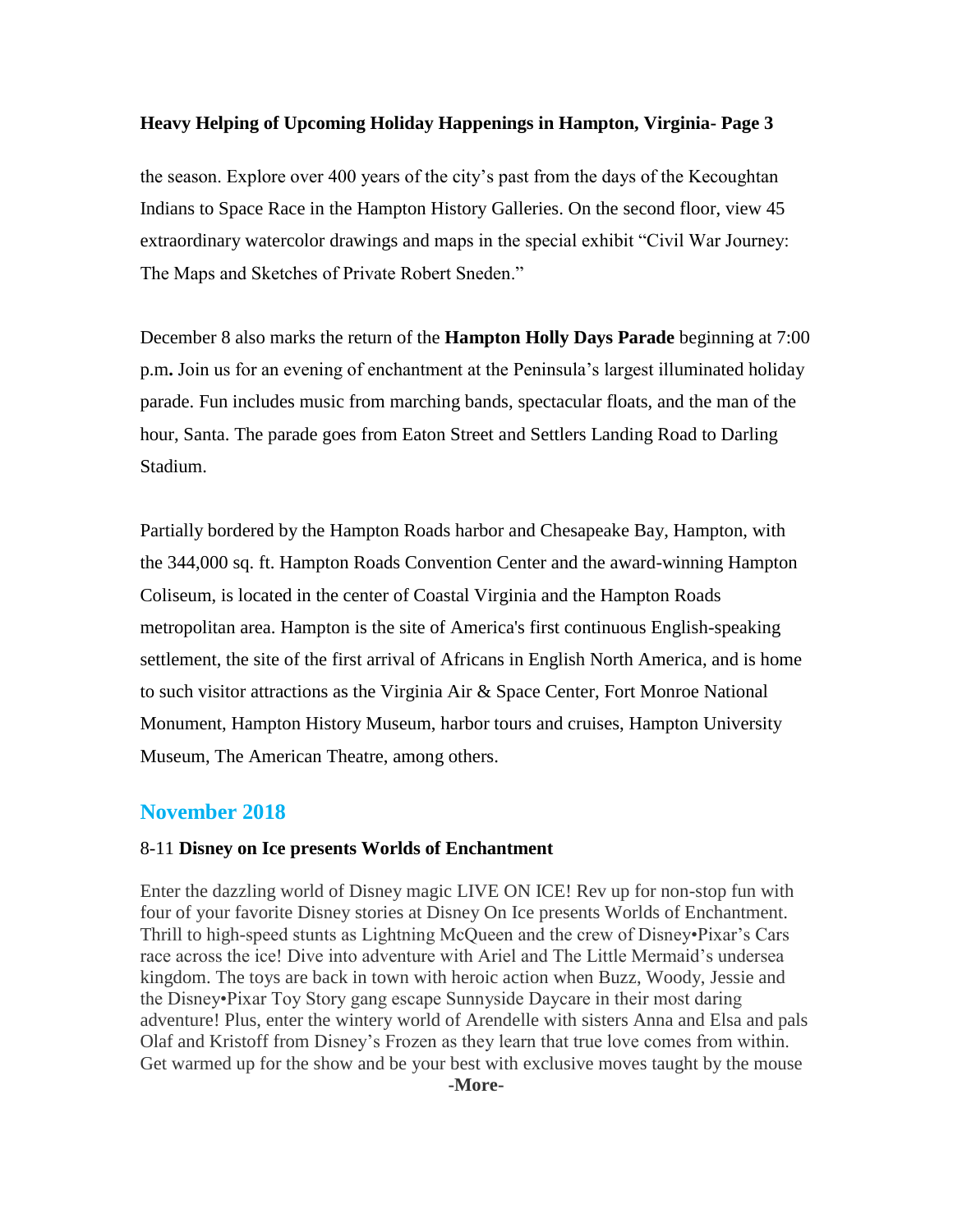the season. Explore over 400 years of the city's past from the days of the Kecoughtan Indians to Space Race in the Hampton History Galleries. On the second floor, view 45 extraordinary watercolor drawings and maps in the special exhibit "Civil War Journey: The Maps and Sketches of Private Robert Sneden."

December 8 also marks the return of the **Hampton Holly Days Parade** beginning at 7:00 p.m**.** Join us for an evening of enchantment at the Peninsula's largest illuminated holiday parade. Fun includes music from marching bands, spectacular floats, and the man of the hour, Santa. The parade goes from Eaton Street and Settlers Landing Road to Darling Stadium.

Partially bordered by the Hampton Roads harbor and Chesapeake Bay, Hampton, with the 344,000 sq. ft. Hampton Roads Convention Center and the award-winning Hampton Coliseum, is located in the center of Coastal Virginia and the Hampton Roads metropolitan area. Hampton is the site of America's first continuous English-speaking settlement, the site of the first arrival of Africans in English North America, and is home to such visitor attractions as the Virginia Air & Space Center, Fort Monroe National Monument, Hampton History Museum, harbor tours and cruises, Hampton University Museum, The American Theatre, among others.

## November 2018

8-11 **Disney on Ice presents Worlds of Enchantment**

Enter the dazzling world of Disney magic LIVE ON ICE! Rev up for non-stop fun with four of your favorite Disney stories at Disney On Ice presents Worlds of Enchantment. Thrill to high-speed stunts as Lightning McQueen and the crew of Disney•Pixar's Cars race across the ice! Dive into adventure with Ariel and The Little Mermaid's undersea kingdom. The toys are back in town with heroic action when Buzz, Woody, Jessie and the Disney•Pixar Toy Story gang escape Sunnyside Daycare in their most daring adventure! Plus, enter the wintery world of Arendelle with sisters Anna and Elsa and pals Olaf and Kristoff from Disney's Frozen as they learn that true love comes from within. Get warmed up for the show and be your best with exclusive moves taught by the mouse

**-More-**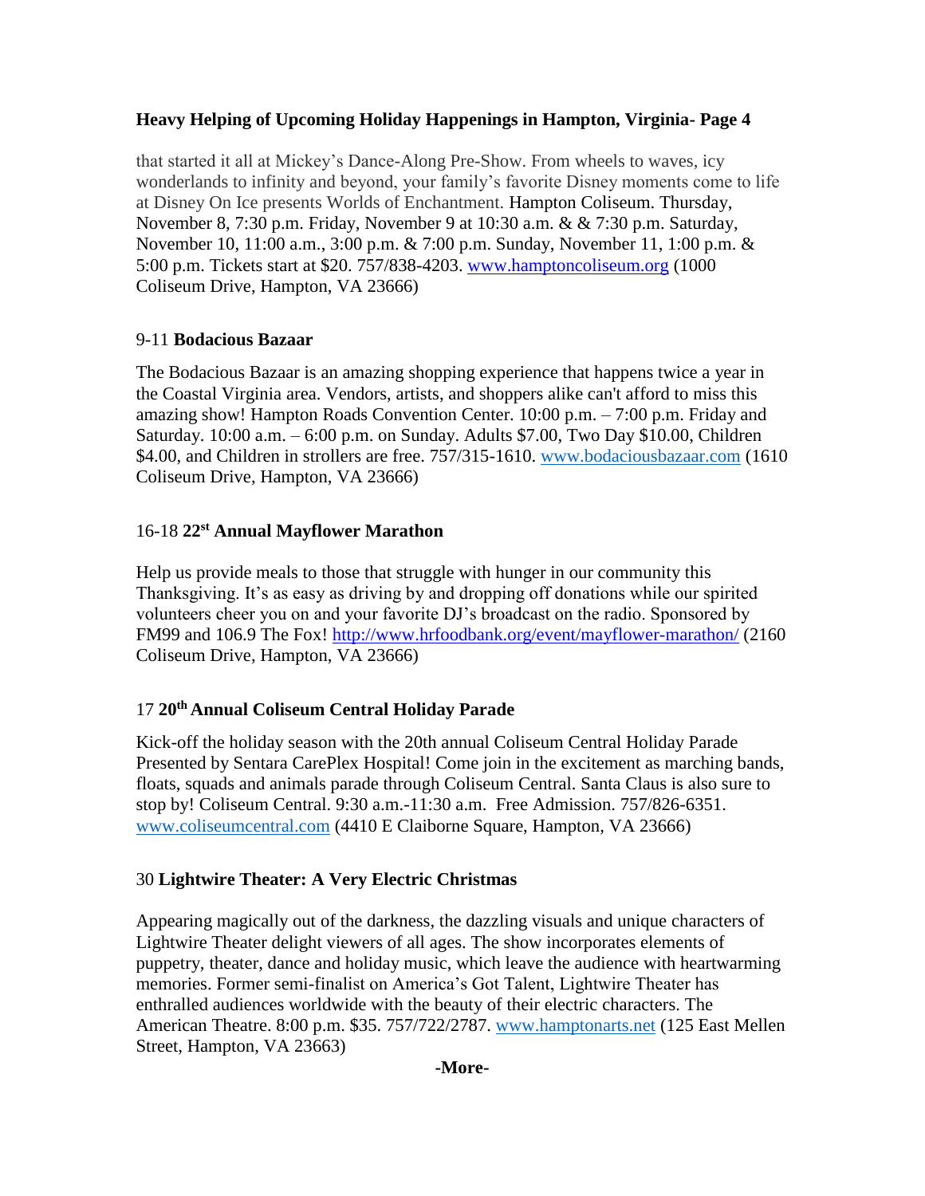that started it all at Mickey's Dance-Along Pre-Show. From wheels to waves, icy wonderlands to infinity and beyond, your family's favorite Disney moments come to life at Disney On Ice presents Worlds of Enchantment. Hampton Coliseum. Thursday, November 8, 7:30 p.m. Friday, November 9 at 10:30 a.m. & & 7:30 p.m. Saturday, November 10, 11:00 a.m., 3:00 p.m. & 7:00 p.m. Sunday, November 11, 1:00 p.m. & 5:00 p.m. Tickets start at $20. 757/838-4203. www.hamptoncoliseum.org (1000 Coliseum Drive, Hampton, VA 23666)

9-11 **Bodacious Bazaar**

The Bodacious Bazaar is an amazing shopping experience that happens twice a year in the Coastal Virginia area. Vendors, artists, and shoppers alike can't afford to miss this amazing show! Hampton Roads Convention Center. 10:00 p.m. – 7:00 p.m. Friday and Saturday. 10:00 a.m. – 6:00 p.m. on Sunday. Adults $7.00, Two Day $10.00, Children $4.00, and Children in strollers are free. 757/315-1610. www.bodaciousbazaar.com (1610 Coliseum Drive, Hampton, VA 23666)

16-18 **22nd Annual Mayflower Marathon**

Help us provide meals to those that struggle with hunger in our community this Thanksgiving. It's as easy as driving by and dropping off donations while our spirited volunteers cheer you on and your favorite DJ's broadcast on the radio. Sponsored by FM99 and 106.9 The Fox! http://www.hrfoodbank.org/event/mayflower-marathon/ (2160 Coliseum Drive, Hampton, VA 23666)

17 **20th Annual Coliseum Central Holiday Parade**

Kick-off the holiday season with the 20th annual Coliseum Central Holiday Parade Presented by Sentara CarePlex Hospital! Come join in the excitement as marching bands, floats, squads and animals parade through Coliseum Central. Santa Claus is also sure to stop by! Coliseum Central. 9:30 a.m.-11:30 a.m. Free Admission. 757/826-6351. www.coliseumcentral.com (4410 E Claiborne Square, Hampton, VA 23666)

30 **Lightwire Theater: A Very Electric Christmas**

Appearing magically out of the darkness, the dazzling visuals and unique characters of Lightwire Theater delight viewers of all ages. The show incorporates elements of puppetry, theater, dance and holiday music, which leave the audience with heartwarming memories. Former semi-finalist on America's Got Talent, Lightwire Theater has enthralled audiences worldwide with the beauty of their electric characters. The American Theatre. 8:00 p.m. $35. 757/722/2787. www.hamptonarts.net (125 East Mellen Street, Hampton, VA 23663)

**-More-**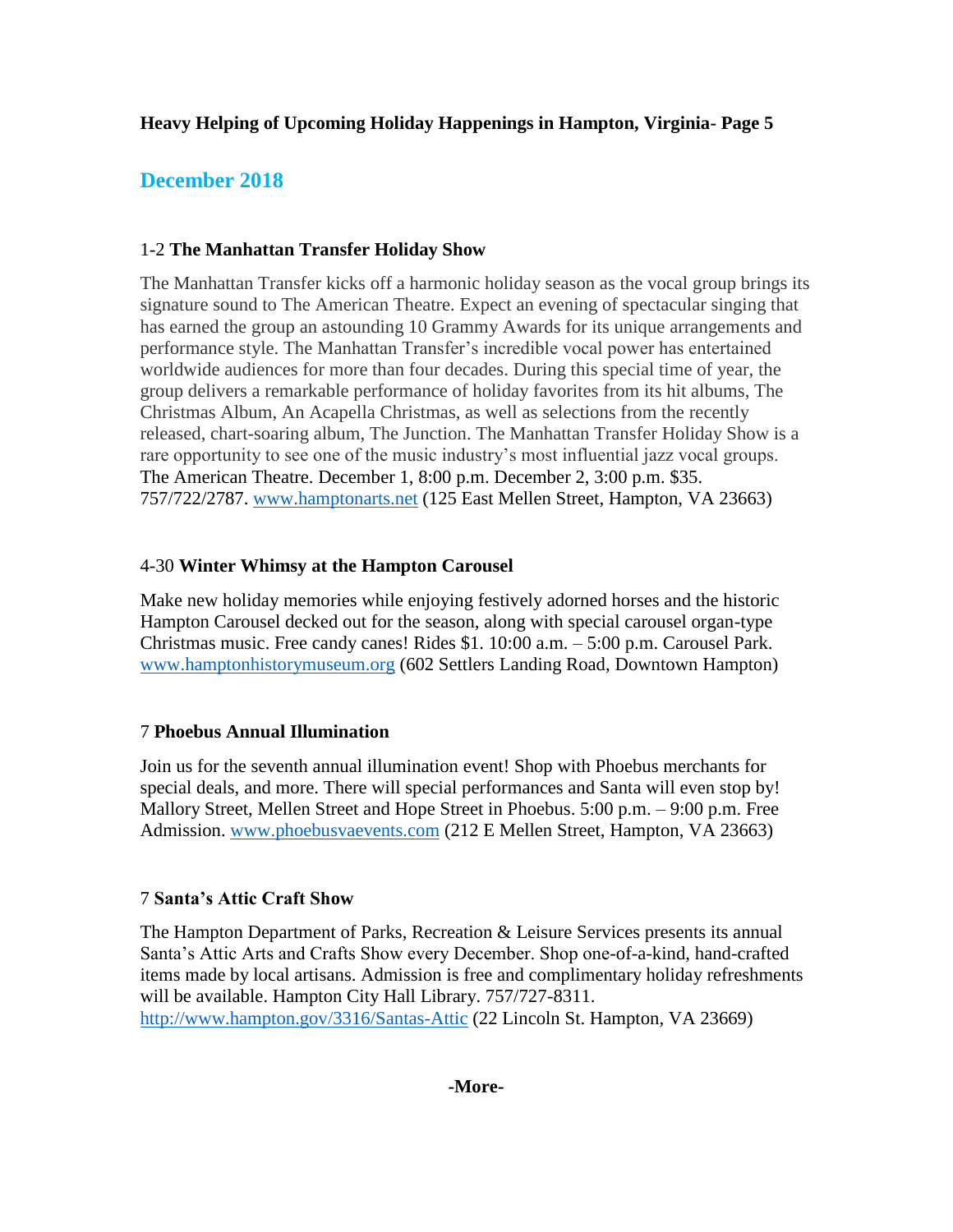**Heavy Helping of Upcoming Holiday Happenings in Hampton, Virginia- Page 5**

## December 2018

1-2 **The Manhattan Transfer Holiday Show**

The Manhattan Transfer kicks off a harmonic holiday season as the vocal group brings its signature sound to The American Theatre. Expect an evening of spectacular singing that has earned the group an astounding 10 Grammy Awards for its unique arrangements and performance style. The Manhattan Transfer's incredible vocal power has entertained worldwide audiences for more than four decades. During this special time of year, the group delivers a remarkable performance of holiday favorites from its hit albums, The Christmas Album, An Acapella Christmas, as well as selections from the recently released, chart-soaring album, The Junction. The Manhattan Transfer Holiday Show is a rare opportunity to see one of the music industry's most influential jazz vocal groups. The American Theatre. December 1, 8:00 p.m. December 2, 3:00 p.m. $35. 757/722/2787. www.hamptonarts.net (125 East Mellen Street, Hampton, VA 23663)

4-30 **Winter Whimsy at the Hampton Carousel**

Make new holiday memories while enjoying festively adorned horses and the historic Hampton Carousel decked out for the season, along with special carousel organ-type Christmas music. Free candy canes! Rides $1. 10:00 a.m. – 5:00 p.m. Carousel Park. www.hamptonhistorymuseum.org (602 Settlers Landing Road, Downtown Hampton)

7 **Phoebus Annual Illumination**

Join us for the seventh annual illumination event! Shop with Phoebus merchants for special deals, and more. There will special performances and Santa will even stop by! Mallory Street, Mellen Street and Hope Street in Phoebus. 5:00 p.m. – 9:00 p.m. Free Admission. www.phoebusvaevents.com (212 E Mellen Street, Hampton, VA 23663)

7 **Santa's Attic Craft Show**

The Hampton Department of Parks, Recreation & Leisure Services presents its annual Santa's Attic Arts and Crafts Show every December. Shop one-of-a-kind, hand-crafted items made by local artisans. Admission is free and complimentary holiday refreshments will be available. Hampton City Hall Library. 757/727-8311. http://www.hampton.gov/3316/Santas-Attic (22 Lincoln St. Hampton, VA 23669)

**-More-**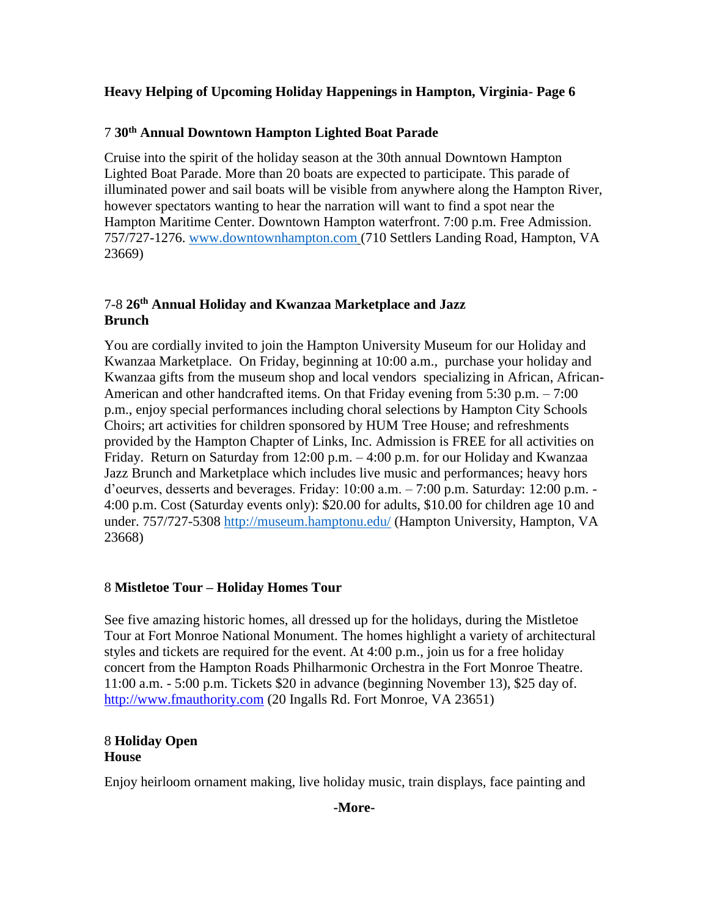**Heavy Helping of Upcoming Holiday Happenings in Hampton, Virginia- Page 6**

7 **30th Annual Downtown Hampton Lighted Boat Parade**

Cruise into the spirit of the holiday season at the 30th annual Downtown Hampton Lighted Boat Parade. More than 20 boats are expected to participate. This parade of illuminated power and sail boats will be visible from anywhere along the Hampton River, however spectators wanting to hear the narration will want to find a spot near the Hampton Maritime Center. Downtown Hampton waterfront. 7:00 p.m. Free Admission. 757/727-1276. www.downtownhampton.com (710 Settlers Landing Road, Hampton, VA 23669)

7-8 **26th Annual Holiday and Kwanzaa Marketplace and Jazz Brunch**

You are cordially invited to join the Hampton University Museum for our Holiday and Kwanzaa Marketplace. On Friday, beginning at 10:00 a.m., purchase your holiday and Kwanzaa gifts from the museum shop and local vendors specializing in African, African-American and other handcrafted items. On that Friday evening from 5:30 p.m. – 7:00 p.m., enjoy special performances including choral selections by Hampton City Schools Choirs; art activities for children sponsored by HUM Tree House; and refreshments provided by the Hampton Chapter of Links, Inc. Admission is FREE for all activities on Friday. Return on Saturday from 12:00 p.m. – 4:00 p.m. for our Holiday and Kwanzaa Jazz Brunch and Marketplace which includes live music and performances; heavy hors d'oeurves, desserts and beverages. Friday: 10:00 a.m. – 7:00 p.m. Saturday: 12:00 p.m. - 4:00 p.m. Cost (Saturday events only): $20.00 for adults, $10.00 for children age 10 and under. 757/727-5308 http://museum.hamptonu.edu/ (Hampton University, Hampton, VA 23668)

8 **Mistletoe Tour – Holiday Homes Tour**

See five amazing historic homes, all dressed up for the holidays, during the Mistletoe Tour at Fort Monroe National Monument. The homes highlight a variety of architectural styles and tickets are required for the event. At 4:00 p.m., join us for a free holiday concert from the Hampton Roads Philharmonic Orchestra in the Fort Monroe Theatre. 11:00 a.m. - 5:00 p.m. Tickets $20 in advance (beginning November 13), $25 day of. http://www.fmauthority.com (20 Ingalls Rd. Fort Monroe, VA 23651)

8 **Holiday Open House**

Enjoy heirloom ornament making, live holiday music, train displays, face painting and

**-More-**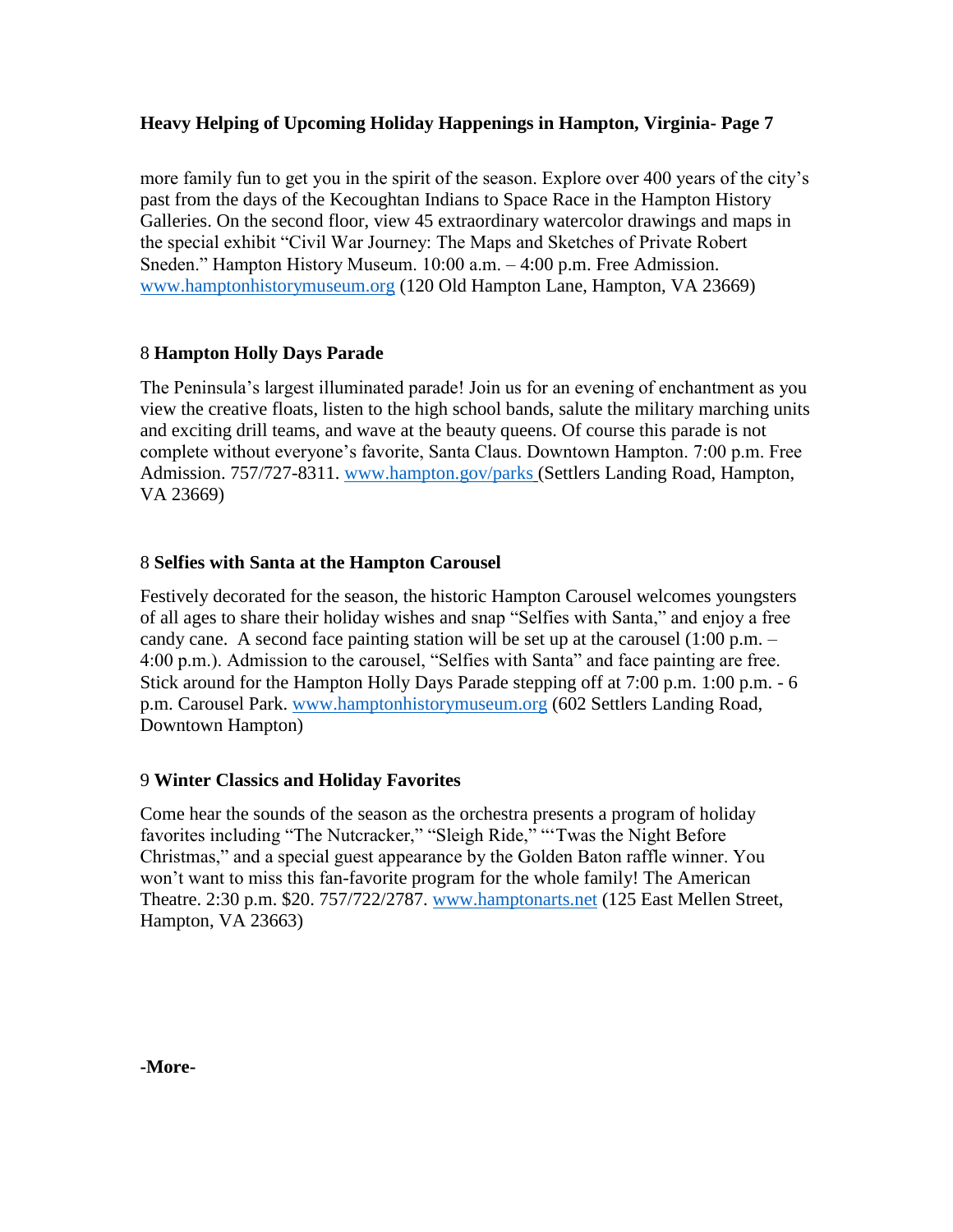more family fun to get you in the spirit of the season. Explore over 400 years of the city's past from the days of the Kecoughtan Indians to Space Race in the Hampton History Galleries. On the second floor, view 45 extraordinary watercolor drawings and maps in the special exhibit "Civil War Journey: The Maps and Sketches of Private Robert Sneden." Hampton History Museum. 10:00 a.m. – 4:00 p.m. Free Admission. www.hamptonhistorymuseum.org (120 Old Hampton Lane, Hampton, VA 23669)

8 **Hampton Holly Days Parade**

The Peninsula's largest illuminated parade! Join us for an evening of enchantment as you view the creative floats, listen to the high school bands, salute the military marching units and exciting drill teams, and wave at the beauty queens. Of course this parade is not complete without everyone's favorite, Santa Claus. Downtown Hampton. 7:00 p.m. Free Admission. 757/727-8311. www.hampton.gov/parks (Settlers Landing Road, Hampton, VA 23669)

8 **Selfies with Santa at the Hampton Carousel**

Festively decorated for the season, the historic Hampton Carousel welcomes youngsters of all ages to share their holiday wishes and snap "Selfies with Santa," and enjoy a free candy cane. A second face painting station will be set up at the carousel (1:00 p.m. – 4:00 p.m.). Admission to the carousel, "Selfies with Santa" and face painting are free. Stick around for the Hampton Holly Days Parade stepping off at 7:00 p.m. 1:00 p.m. - 6 p.m. Carousel Park. www.hamptonhistorymuseum.org (602 Settlers Landing Road, Downtown Hampton)

9 **Winter Classics and Holiday Favorites**

Come hear the sounds of the season as the orchestra presents a program of holiday favorites including "The Nutcracker," "Sleigh Ride," "'Twas the Night Before Christmas," and a special guest appearance by the Golden Baton raffle winner. You won't want to miss this fan-favorite program for the whole family! The American Theatre. 2:30 p.m. $20. 757/722/2787. www.hamptonarts.net (125 East Mellen Street, Hampton, VA 23663)

**-More-**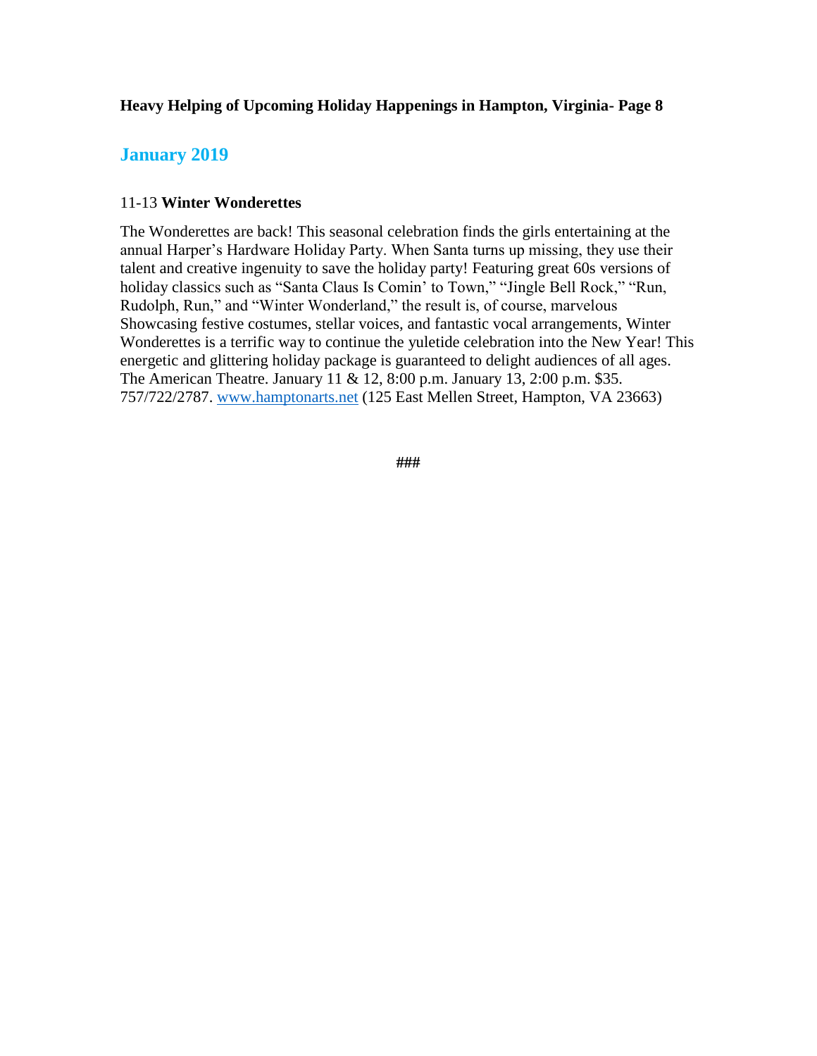**Heavy Helping of Upcoming Holiday Happenings in Hampton, Virginia- Page 8**

## January 2019

11-13 **Winter Wonderettes**

The Wonderettes are back! This seasonal celebration finds the girls entertaining at the annual Harper's Hardware Holiday Party. When Santa turns up missing, they use their talent and creative ingenuity to save the holiday party! Featuring great 60s versions of holiday classics such as "Santa Claus Is Comin' to Town," "Jingle Bell Rock," "Run, Rudolph, Run," and "Winter Wonderland," the result is, of course, marvelous Showcasing festive costumes, stellar voices, and fantastic vocal arrangements, Winter Wonderettes is a terrific way to continue the yuletide celebration into the New Year! This energetic and glittering holiday package is guaranteed to delight audiences of all ages. The American Theatre. January 11 & 12, 8:00 p.m. January 13, 2:00 p.m. $35. 757/722/2787. www.hamptonarts.net (125 East Mellen Street, Hampton, VA 23663)

###